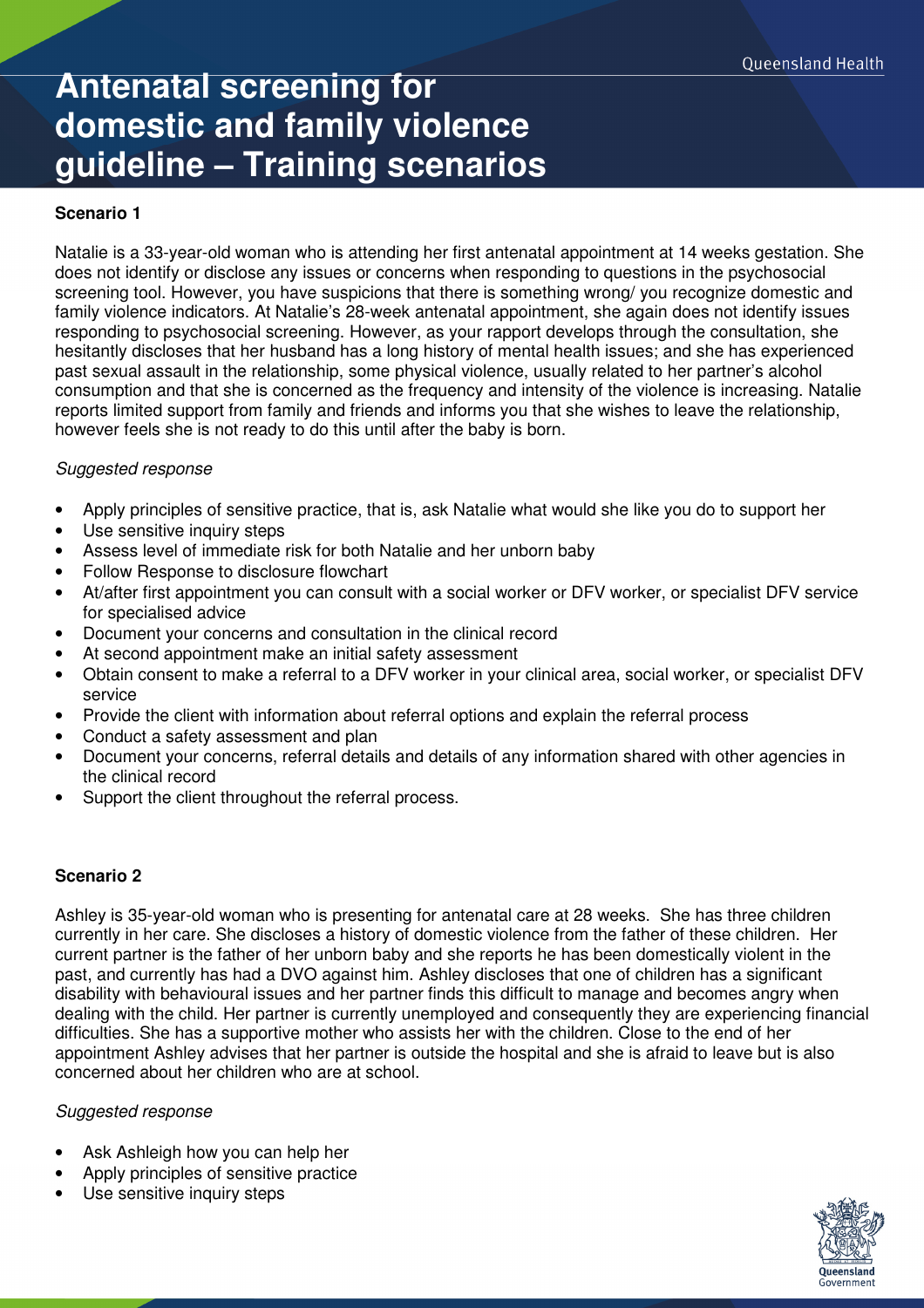# Antenatal screening for domestic and family violence guideline – Training scenarios

**Scenario 1**

Natalie is a 33-year-old woman who is attending her first antenatal appointment at 14 weeks gestation. She does not identify or disclose any issues or concerns when responding to questions in the psychosocial screening tool. However, you have suspicions that there is something wrong/ you recognize domestic and family violence indicators. At Natalie's 28-week antenatal appointment, she again does not identify issues responding to psychosocial screening. However, as your rapport develops through the consultation, she hesitantly discloses that her husband has a long history of mental health issues; and she has experienced past sexual assault in the relationship, some physical violence, usually related to her partner's alcohol consumption and that she is concerned as the frequency and intensity of the violence is increasing. Natalie reports limited support from family and friends and informs you that she wishes to leave the relationship, however feels she is not ready to do this until after the baby is born.

*Suggested response*

- Apply principles of sensitive practice, that is, ask Natalie what would she like you do to support her
- Use sensitive inquiry steps
- Assess level of immediate risk for both Natalie and her unborn baby
- Follow Response to disclosure flowchart
- At/after first appointment you can consult with a social worker or DFV worker, or specialist DFV service for specialised advice
- Document your concerns and consultation in the clinical record
- At second appointment make an initial safety assessment
- Obtain consent to make a referral to a DFV worker in your clinical area, social worker, or specialist DFV service
- Provide the client with information about referral options and explain the referral process
- Conduct a safety assessment and plan
- Document your concerns, referral details and details of any information shared with other agencies in the clinical record
- Support the client throughout the referral process.

**Scenario 2**

Ashley is 35-year-old woman who is presenting for antenatal care at 28 weeks. She has three children currently in her care. She discloses a history of domestic violence from the father of these children. Her current partner is the father of her unborn baby and she reports he has been domestically violent in the past, and currently has had a DVO against him. Ashley discloses that one of children has a significant disability with behavioural issues and her partner finds this difficult to manage and becomes angry when dealing with the child. Her partner is currently unemployed and consequently they are experiencing financial difficulties. She has a supportive mother who assists her with the children. Close to the end of her appointment Ashley advises that her partner is outside the hospital and she is afraid to leave but is also concerned about her children who are at school.

*Suggested response*

- Ask Ashleigh how you can help her
- Apply principles of sensitive practice
- Use sensitive inquiry steps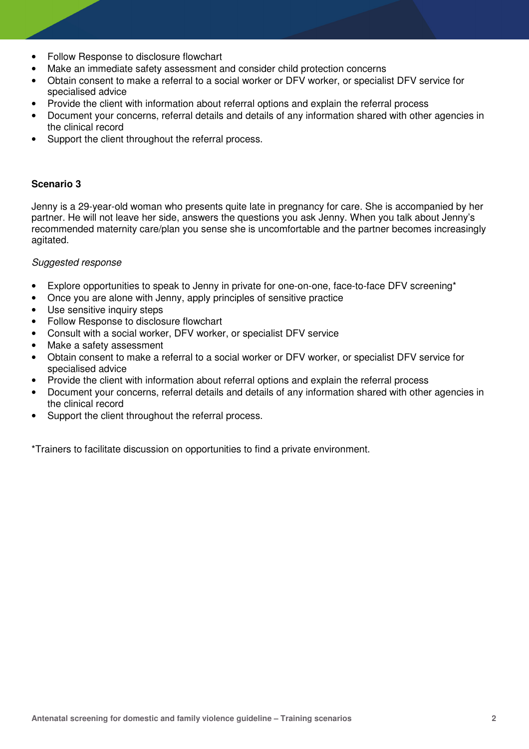- Follow Response to disclosure flowchart
- Make an immediate safety assessment and consider child protection concerns
- Obtain consent to make a referral to a social worker or DFV worker, or specialist DFV service for specialised advice
- Provide the client with information about referral options and explain the referral process
- Document your concerns, referral details and details of any information shared with other agencies in the clinical record
- Support the client throughout the referral process.

**Scenario 3**

Jenny is a 29-year-old woman who presents quite late in pregnancy for care. She is accompanied by her partner. He will not leave her side, answers the questions you ask Jenny. When you talk about Jenny's recommended maternity care/plan you sense she is uncomfortable and the partner becomes increasingly agitated.

*Suggested response*

- Explore opportunities to speak to Jenny in private for one-on-one, face-to-face DFV screening*
- Once you are alone with Jenny, apply principles of sensitive practice
- Use sensitive inquiry steps
- Follow Response to disclosure flowchart
- Consult with a social worker, DFV worker, or specialist DFV service
- Make a safety assessment
- Obtain consent to make a referral to a social worker or DFV worker, or specialist DFV service for specialised advice
- Provide the client with information about referral options and explain the referral process
- Document your concerns, referral details and details of any information shared with other agencies in the clinical record
- Support the client throughout the referral process.

*Trainers to facilitate discussion on opportunities to find a private environment.